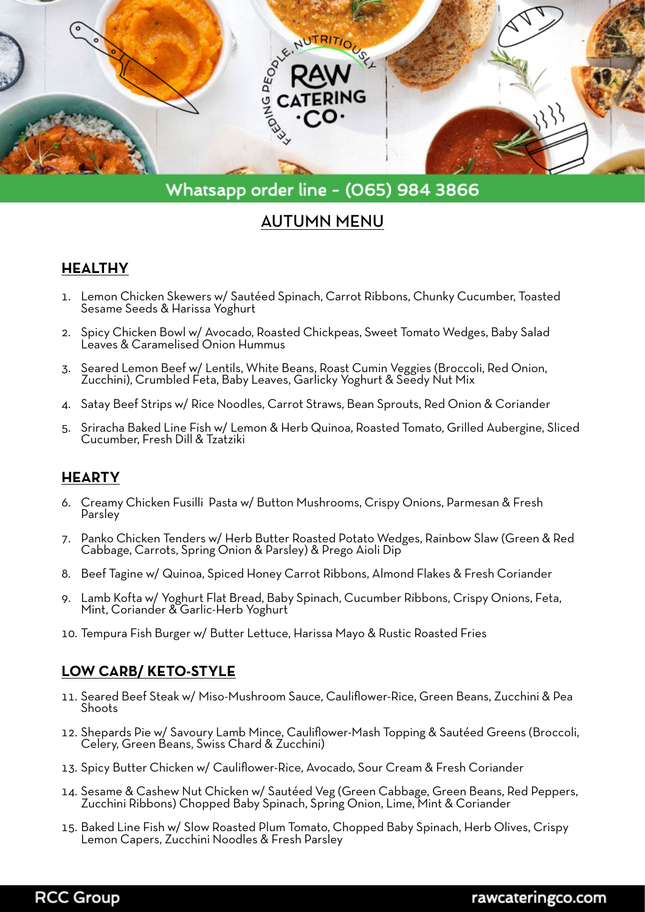Whatsapp order line - (065) 984 3866

# AUTUMN MENU

## HEALTHY

1. Lemon Chicken Skewers w/ Sautéed Spinach, Carrot Ribbons, Chunky Cucumber, Toasted Sesame Seeds & Harissa Yoghurt
2. Spicy Chicken Bowl w/ Avocado, Roasted Chickpeas, Sweet Tomato Wedges, Baby Salad Leaves & Caramelised Onion Hummus
3. Seared Lemon Beef w/ Lentils, White Beans, Roast Cumin Veggies (Broccoli, Red Onion, Zucchini), Crumbled Feta, Baby Leaves, Garlicky Yoghurt & Seedy Nut Mix
4. Satay Beef Strips w/ Rice Noodles, Carrot Straws, Bean Sprouts, Red Onion & Coriander
5. Sriracha Baked Line Fish w/ Lemon & Herb Quinoa, Roasted Tomato, Grilled Aubergine, Sliced Cucumber, Fresh Dill & Tzatziki

## HEARTY

6. Creamy Chicken Fusilli Pasta w/ Button Mushrooms, Crispy Onions, Parmesan & Fresh Parsley
7. Panko Chicken Tenders w/ Herb Butter Roasted Potato Wedges, Rainbow Slaw (Green & Red Cabbage, Carrots, Spring Onion & Parsley) & Prego Aioli Dip
8. Beef Tagine w/ Quinoa, Spiced Honey Carrot Ribbons, Almond Flakes & Fresh Coriander
9. Lamb Kofta w/ Yoghurt Flat Bread, Baby Spinach, Cucumber Ribbons, Crispy Onions, Feta, Mint, Coriander & Garlic-Herb Yoghurt
10. Tempura Fish Burger w/ Butter Lettuce, Harissa Mayo & Rustic Roasted Fries

## LOW CARB/ KETO-STYLE

11. Seared Beef Steak w/ Miso-Mushroom Sauce, Cauliflower-Rice, Green Beans, Zucchini & Pea Shoots
12. Shepards Pie w/ Savoury Lamb Mince, Cauliflower-Mash Topping & Sautéed Greens (Broccoli, Celery, Green Beans, Swiss Chard & Zucchini)
13. Spicy Butter Chicken w/ Cauliflower-Rice, Avocado, Sour Cream & Fresh Coriander
14. Sesame & Cashew Nut Chicken w/ Sautéed Veg (Green Cabbage, Green Beans, Red Peppers, Zucchini Ribbons) Chopped Baby Spinach, Spring Onion, Lime, Mint & Coriander
15. Baked Line Fish w/ Slow Roasted Plum Tomato, Chopped Baby Spinach, Herb Olives, Crispy Lemon Capers, Zucchini Noodles & Fresh Parsley

RCC Group rawcateringco.com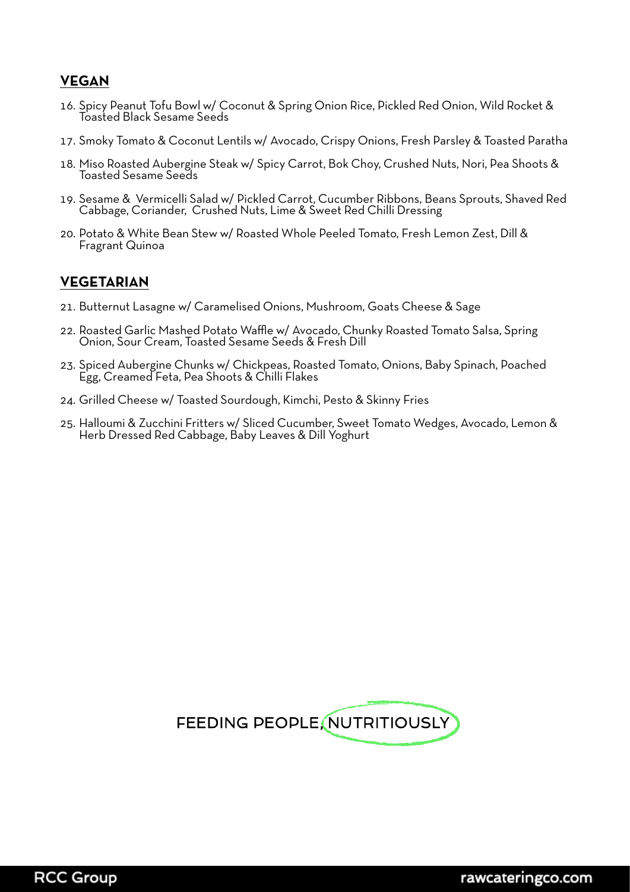## VEGAN

16. Spicy Peanut Tofu Bowl w/ Coconut & Spring Onion Rice, Pickled Red Onion, Wild Rocket & Toasted Black Sesame Seeds
17. Smoky Tomato & Coconut Lentils w/ Avocado, Crispy Onions, Fresh Parsley & Toasted Paratha
18. Miso Roasted Aubergine Steak w/ Spicy Carrot, Bok Choy, Crushed Nuts, Nori, Pea Shoots & Toasted Sesame Seeds
19. Sesame & Vermicelli Salad w/ Pickled Carrot, Cucumber Ribbons, Beans Sprouts, Shaved Red Cabbage, Coriander, Crushed Nuts, Lime & Sweet Red Chilli Dressing
20. Potato & White Bean Stew w/ Roasted Whole Peeled Tomato, Fresh Lemon Zest, Dill & Fragrant Quinoa

## VEGETARIAN

21. Butternut Lasagne w/ Caramelised Onions, Mushroom, Goats Cheese & Sage
22. Roasted Garlic Mashed Potato Waffle w/ Avocado, Chunky Roasted Tomato Salsa, Spring Onion, Sour Cream, Toasted Sesame Seeds & Fresh Dill
23. Spiced Aubergine Chunks w/ Chickpeas, Roasted Tomato, Onions, Baby Spinach, Poached Egg, Creamed Feta, Pea Shoots & Chilli Flakes
24. Grilled Cheese w/ Toasted Sourdough, Kimchi, Pesto & Skinny Fries
25. Halloumi & Zucchini Fritters w/ Sliced Cucumber, Sweet Tomato Wedges, Avocado, Lemon & Herb Dressed Red Cabbage, Baby Leaves & Dill Yoghurt

FEEDING PEOPLE, NUTRITIOUSLY